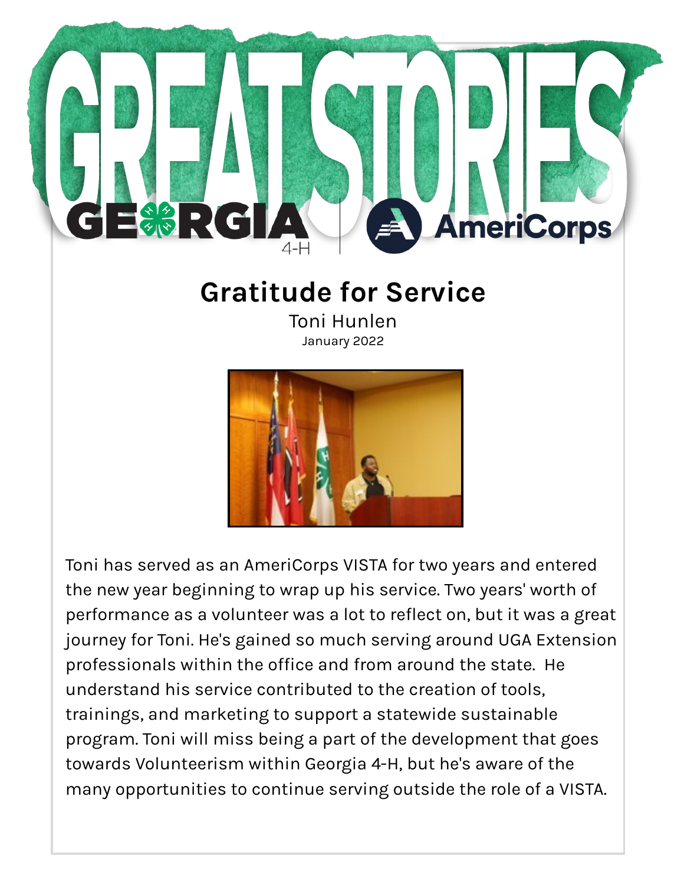# GREAT STORIES

GEORGIA 4-H | AmeriCorps

## Gratitude for Service

Toni Hunlen

January 2022

Toni has served as an AmeriCorps VISTA for two years and entered the new year beginning to wrap up his service. Two years' worth of performance as a volunteer was a lot to reflect on, but it was a great journey for Toni. He's gained so much serving around UGA Extension professionals within the office and from around the state. He understand his service contributed to the creation of tools, trainings, and marketing to support a statewide sustainable program. Toni will miss being a part of the development that goes towards Volunteerism within Georgia 4-H, but he's aware of the many opportunities to continue serving outside the role of a VISTA.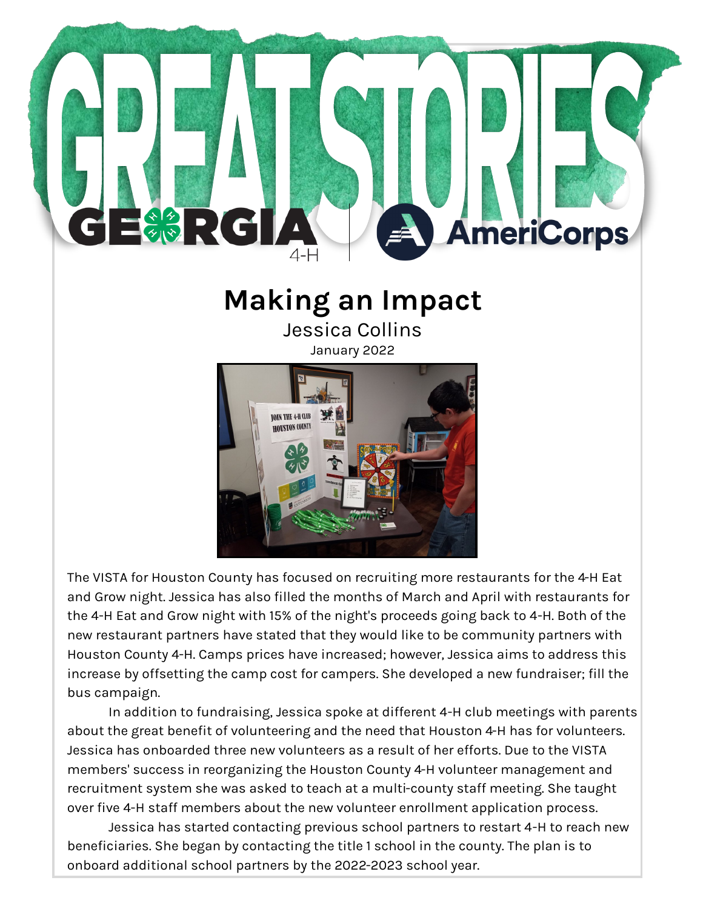# Making an Impact

Jessica Collins

January 2022

The VISTA for Houston County has focused on recruiting more restaurants for the 4-H Eat and Grow night. Jessica has also filled the months of March and April with restaurants for the 4-H Eat and Grow night with 15% of the night's proceeds going back to 4-H. Both of the new restaurant partners have stated that they would like to be community partners with Houston County 4-H. Camps prices have increased; however, Jessica aims to address this increase by offsetting the camp cost for campers. She developed a new fundraiser; fill the bus campaign.

In addition to fundraising, Jessica spoke at different 4-H club meetings with parents about the great benefit of volunteering and the need that Houston 4-H has for volunteers. Jessica has onboarded three new volunteers as a result of her efforts. Due to the VISTA members' success in reorganizing the Houston County 4-H volunteer management and recruitment system she was asked to teach at a multi-county staff meeting. She taught over five 4-H staff members about the new volunteer enrollment application process.

Jessica has started contacting previous school partners to restart 4-H to reach new beneficiaries. She began by contacting the title 1 school in the county. The plan is to onboard additional school partners by the 2022-2023 school year.